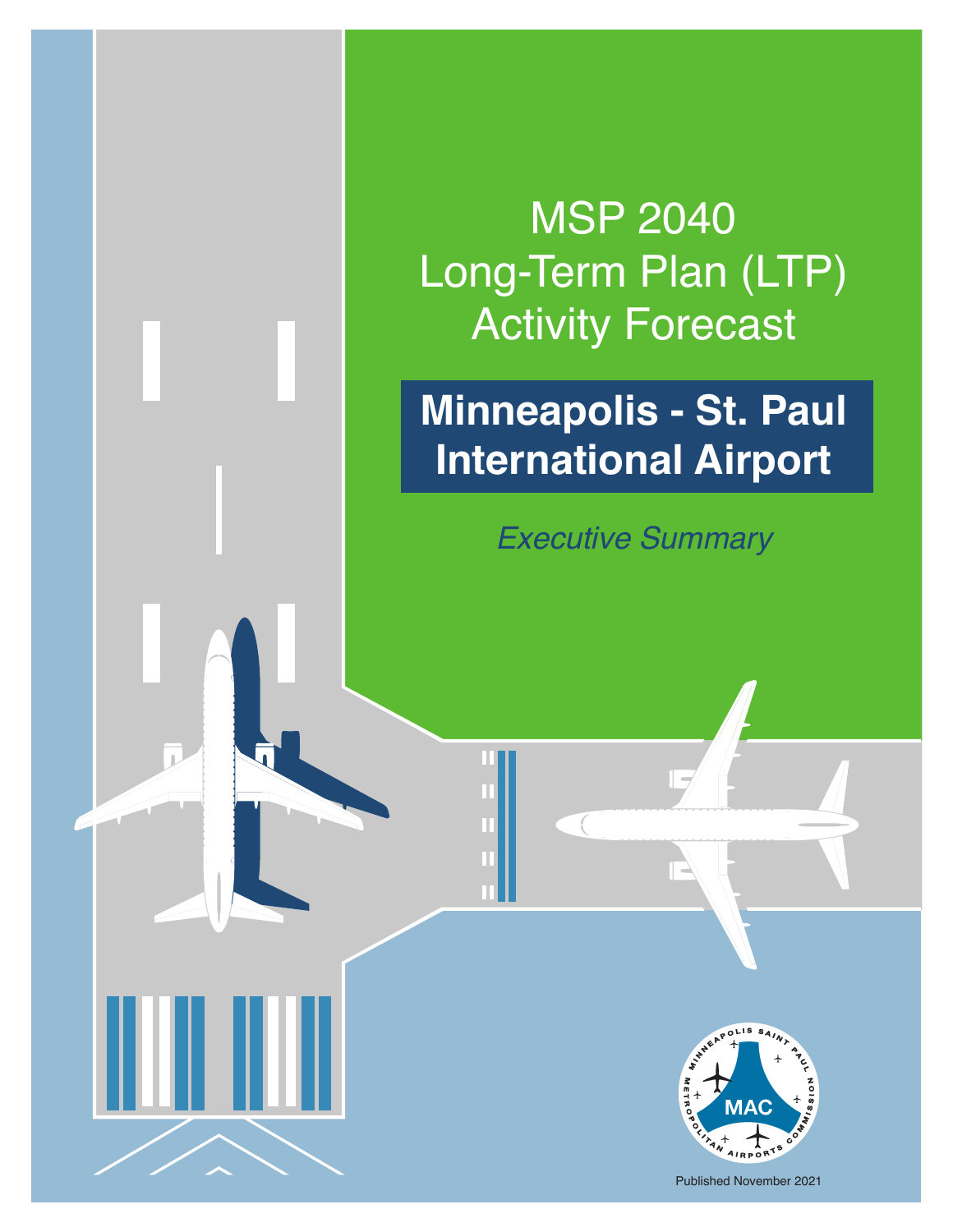# MSP 2040 Long-Term Plan (LTP) Activity Forecast

## Minneapolis - St. Paul International Airport

*Executive Summary*

MINNEAPOLIS SAINT PAUL METROPOLITAN AIRPORTS COMMISSION

MAC

Published November 2021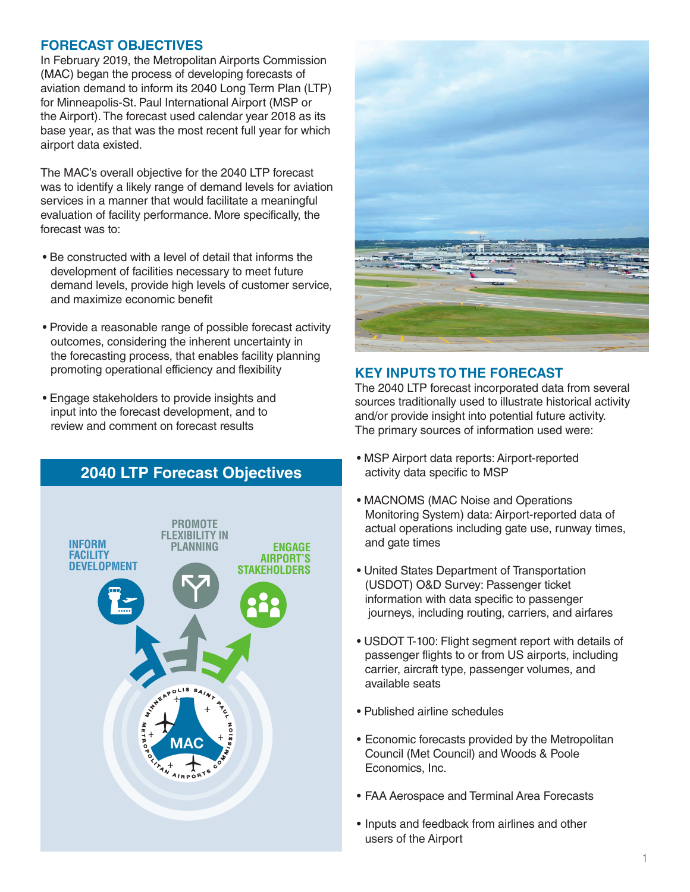## FORECAST OBJECTIVES

In February 2019, the Metropolitan Airports Commission (MAC) began the process of developing forecasts of aviation demand to inform its 2040 Long Term Plan (LTP) for Minneapolis-St. Paul International Airport (MSP or the Airport). The forecast used calendar year 2018 as its base year, as that was the most recent full year for which airport data existed.

The MAC's overall objective for the 2040 LTP forecast was to identify a likely range of demand levels for aviation services in a manner that would facilitate a meaningful evaluation of facility performance. More specifically, the forecast was to:

- Be constructed with a level of detail that informs the development of facilities necessary to meet future demand levels, provide high levels of customer service, and maximize economic benefit
- Provide a reasonable range of possible forecast activity outcomes, considering the inherent uncertainty in the forecasting process, that enables facility planning promoting operational efficiency and flexibility
- Engage stakeholders to provide insights and input into the forecast development, and to review and comment on forecast results

### 2040 LTP Forecast Objectives

INFORM FACILITY DEVELOPMENT

PROMOTE FLEXIBILITY IN PLANNING

ENGAGE AIRPORT'S STAKEHOLDERS

## KEY INPUTS TO THE FORECAST

The 2040 LTP forecast incorporated data from several sources traditionally used to illustrate historical activity and/or provide insight into potential future activity. The primary sources of information used were:

- MSP Airport data reports: Airport-reported activity data specific to MSP
- MACNOMS (MAC Noise and Operations Monitoring System) data: Airport-reported data of actual operations including gate use, runway times, and gate times
- United States Department of Transportation (USDOT) O&D Survey: Passenger ticket information with data specific to passenger journeys, including routing, carriers, and airfares
- USDOT T-100: Flight segment report with details of passenger flights to or from US airports, including carrier, aircraft type, passenger volumes, and available seats
- Published airline schedules
- Economic forecasts provided by the Metropolitan Council (Met Council) and Woods & Poole Economics, Inc.
- FAA Aerospace and Terminal Area Forecasts
- Inputs and feedback from airlines and other users of the Airport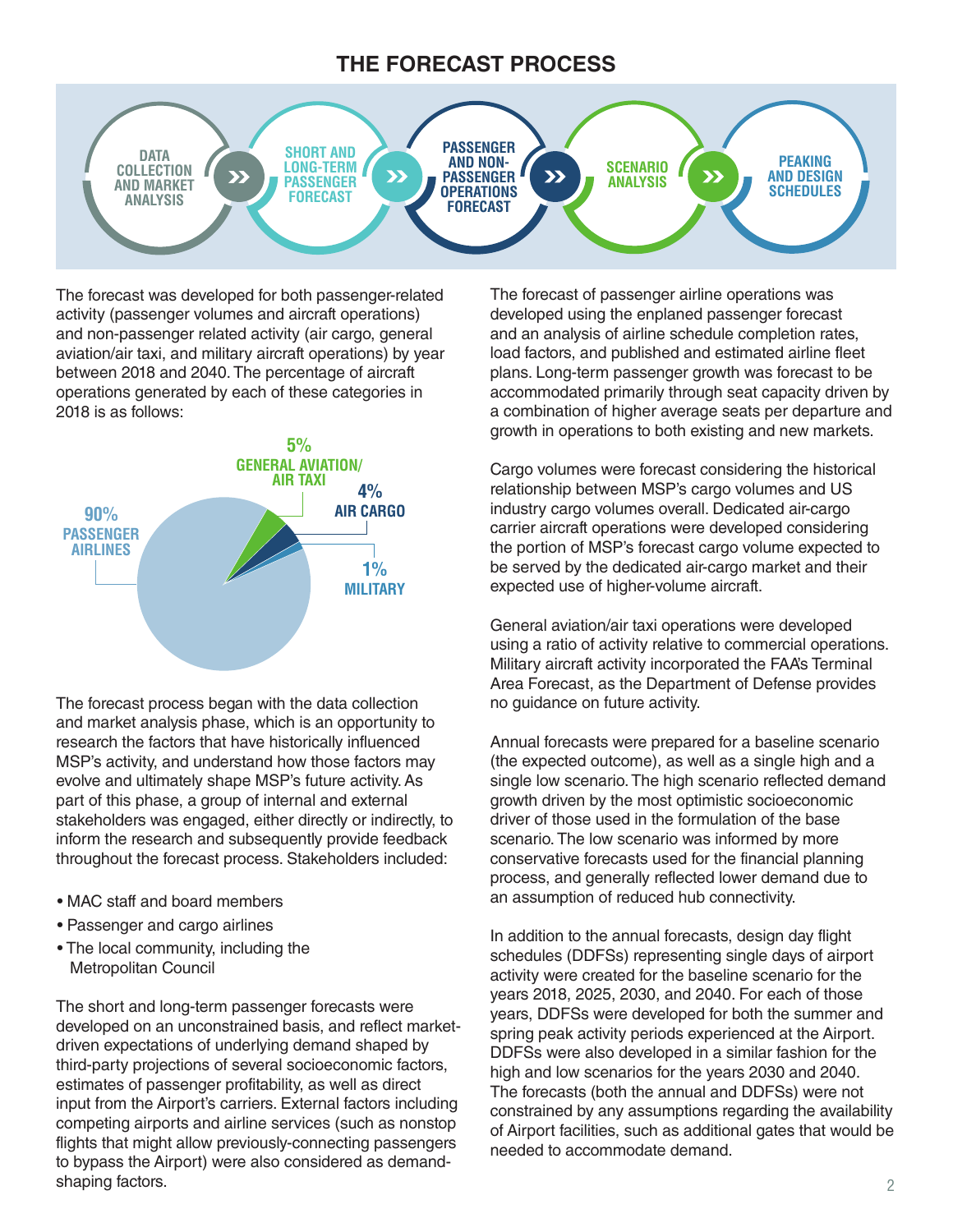## THE FORECAST PROCESS

DATA COLLECTION AND MARKET ANALYSIS » SHORT AND LONG-TERM PASSENGER FORECAST » PASSENGER AND NON-PASSENGER OPERATIONS FORECAST » SCENARIO ANALYSIS » PEAKING AND DESIGN SCHEDULES

The forecast was developed for both passenger-related activity (passenger volumes and aircraft operations) and non-passenger related activity (air cargo, general aviation/air taxi, and military aircraft operations) by year between 2018 and 2040. The percentage of aircraft operations generated by each of these categories in 2018 is as follows:

- 90% PASSENGER AIRLINES
- 5% GENERAL AVIATION/AIR TAXI
- 4% AIR CARGO
- 1% MILITARY

The forecast process began with the data collection and market analysis phase, which is an opportunity to research the factors that have historically influenced MSP's activity, and understand how those factors may evolve and ultimately shape MSP's future activity. As part of this phase, a group of internal and external stakeholders was engaged, either directly or indirectly, to inform the research and subsequently provide feedback throughout the forecast process. Stakeholders included:

- MAC staff and board members
- Passenger and cargo airlines
- The local community, including the Metropolitan Council

The short and long-term passenger forecasts were developed on an unconstrained basis, and reflect market-driven expectations of underlying demand shaped by third-party projections of several socioeconomic factors, estimates of passenger profitability, as well as direct input from the Airport's carriers. External factors including competing airports and airline services (such as nonstop flights that might allow previously-connecting passengers to bypass the Airport) were also considered as demand-shaping factors.

The forecast of passenger airline operations was developed using the enplaned passenger forecast and an analysis of airline schedule completion rates, load factors, and published and estimated airline fleet plans. Long-term passenger growth was forecast to be accommodated primarily through seat capacity driven by a combination of higher average seats per departure and growth in operations to both existing and new markets.

Cargo volumes were forecast considering the historical relationship between MSP's cargo volumes and US industry cargo volumes overall. Dedicated air-cargo carrier aircraft operations were developed considering the portion of MSP's forecast cargo volume expected to be served by the dedicated air-cargo market and their expected use of higher-volume aircraft.

General aviation/air taxi operations were developed using a ratio of activity relative to commercial operations. Military aircraft activity incorporated the FAA's Terminal Area Forecast, as the Department of Defense provides no guidance on future activity.

Annual forecasts were prepared for a baseline scenario (the expected outcome), as well as a single high and a single low scenario. The high scenario reflected demand growth driven by the most optimistic socioeconomic driver of those used in the formulation of the base scenario. The low scenario was informed by more conservative forecasts used for the financial planning process, and generally reflected lower demand due to an assumption of reduced hub connectivity.

In addition to the annual forecasts, design day flight schedules (DDFSs) representing single days of airport activity were created for the baseline scenario for the years 2018, 2025, 2030, and 2040. For each of those years, DDFSs were developed for both the summer and spring peak activity periods experienced at the Airport. DDFSs were also developed in a similar fashion for the high and low scenarios for the years 2030 and 2040. The forecasts (both the annual and DDFSs) were not constrained by any assumptions regarding the availability of Airport facilities, such as additional gates that would be needed to accommodate demand.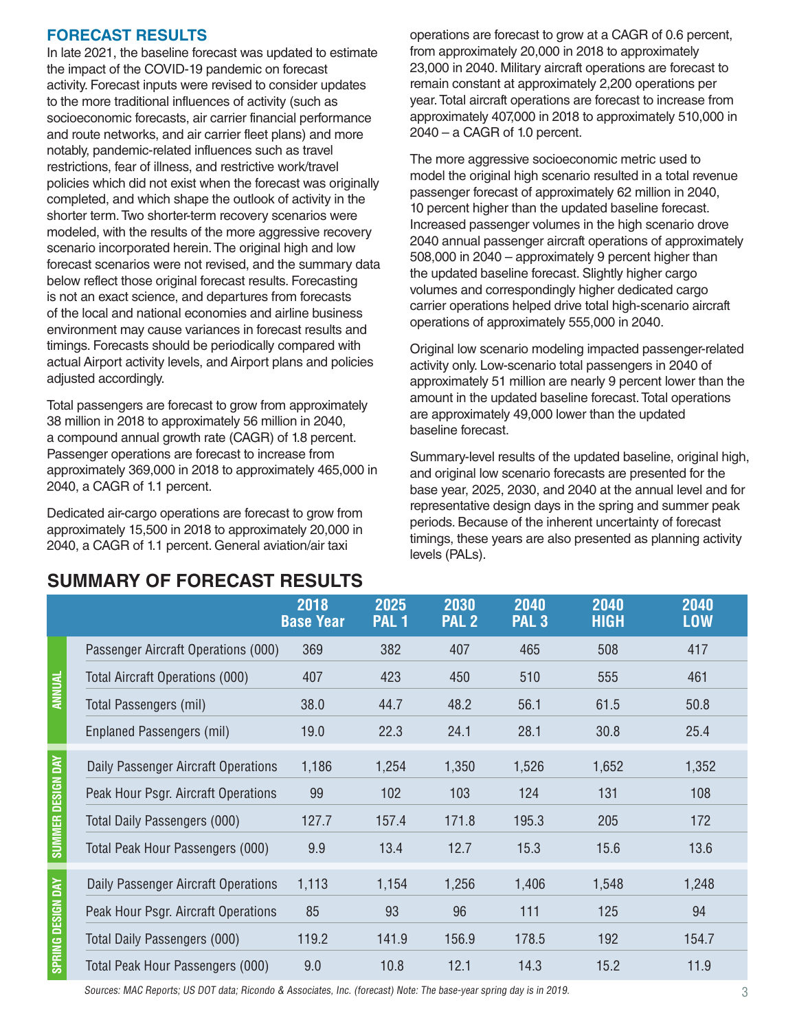## FORECAST RESULTS

In late 2021, the baseline forecast was updated to estimate the impact of the COVID-19 pandemic on forecast activity. Forecast inputs were revised to consider updates to the more traditional influences of activity (such as socioeconomic forecasts, air carrier financial performance and route networks, and air carrier fleet plans) and more notably, pandemic-related influences such as travel restrictions, fear of illness, and restrictive work/travel policies which did not exist when the forecast was originally completed, and which shape the outlook of activity in the shorter term. Two shorter-term recovery scenarios were modeled, with the results of the more aggressive recovery scenario incorporated herein. The original high and low forecast scenarios were not revised, and the summary data below reflect those original forecast results. Forecasting is not an exact science, and departures from forecasts of the local and national economies and airline business environment may cause variances in forecast results and timings. Forecasts should be periodically compared with actual Airport activity levels, and Airport plans and policies adjusted accordingly.

Total passengers are forecast to grow from approximately 38 million in 2018 to approximately 56 million in 2040, a compound annual growth rate (CAGR) of 1.8 percent. Passenger operations are forecast to increase from approximately 369,000 in 2018 to approximately 465,000 in 2040, a CAGR of 1.1 percent.

Dedicated air-cargo operations are forecast to grow from approximately 15,500 in 2018 to approximately 20,000 in 2040, a CAGR of 1.1 percent. General aviation/air taxi operations are forecast to grow at a CAGR of 0.6 percent, from approximately 20,000 in 2018 to approximately 23,000 in 2040. Military aircraft operations are forecast to remain constant at approximately 2,200 operations per year. Total aircraft operations are forecast to increase from approximately 407,000 in 2018 to approximately 510,000 in 2040 – a CAGR of 1.0 percent.

The more aggressive socioeconomic metric used to model the original high scenario resulted in a total revenue passenger forecast of approximately 62 million in 2040, 10 percent higher than the updated baseline forecast. Increased passenger volumes in the high scenario drove 2040 annual passenger aircraft operations of approximately 508,000 in 2040 – approximately 9 percent higher than the updated baseline forecast. Slightly higher cargo volumes and correspondingly higher dedicated cargo carrier operations helped drive total high-scenario aircraft operations of approximately 555,000 in 2040.

Original low scenario modeling impacted passenger-related activity only. Low-scenario total passengers in 2040 of approximately 51 million are nearly 9 percent lower than the amount in the updated baseline forecast. Total operations are approximately 49,000 lower than the updated baseline forecast.

Summary-level results of the updated baseline, original high, and original low scenario forecasts are presented for the base year, 2025, 2030, and 2040 at the annual level and for representative design days in the spring and summer peak periods. Because of the inherent uncertainty of forecast timings, these years are also presented as planning activity levels (PALs).

## SUMMARY OF FORECAST RESULTS

| | | 2018 Base Year | 2025 PAL 1 | 2030 PAL 2 | 2040 PAL 3 | 2040 HIGH | 2040 LOW |
|---|---|---|---|---|---|---|---|
| ANNUAL | Passenger Aircraft Operations (000) | 369 | 382 | 407 | 465 | 508 | 417 |
| | Total Aircraft Operations (000) | 407 | 423 | 450 | 510 | 555 | 461 |
| | Total Passengers (mil) | 38.0 | 44.7 | 48.2 | 56.1 | 61.5 | 50.8 |
| | Enplaned Passengers (mil) | 19.0 | 22.3 | 24.1 | 28.1 | 30.8 | 25.4 |
| SUMMER DESIGN DAY | Daily Passenger Aircraft Operations | 1,186 | 1,254 | 1,350 | 1,526 | 1,652 | 1,352 |
| | Peak Hour Psgr. Aircraft Operations | 99 | 102 | 103 | 124 | 131 | 108 |
| | Total Daily Passengers (000) | 127.7 | 157.4 | 171.8 | 195.3 | 205 | 172 |
| | Total Peak Hour Passengers (000) | 9.9 | 13.4 | 12.7 | 15.3 | 15.6 | 13.6 |
| SPRING DESIGN DAY | Daily Passenger Aircraft Operations | 1,113 | 1,154 | 1,256 | 1,406 | 1,548 | 1,248 |
| | Peak Hour Psgr. Aircraft Operations | 85 | 93 | 96 | 111 | 125 | 94 |
| | Total Daily Passengers (000) | 119.2 | 141.9 | 156.9 | 178.5 | 192 | 154.7 |
| | Total Peak Hour Passengers (000) | 9.0 | 10.8 | 12.1 | 14.3 | 15.2 | 11.9 |

*Sources: MAC Reports; US DOT data; Ricondo & Associates, Inc. (forecast) Note: The base-year spring day is in 2019.*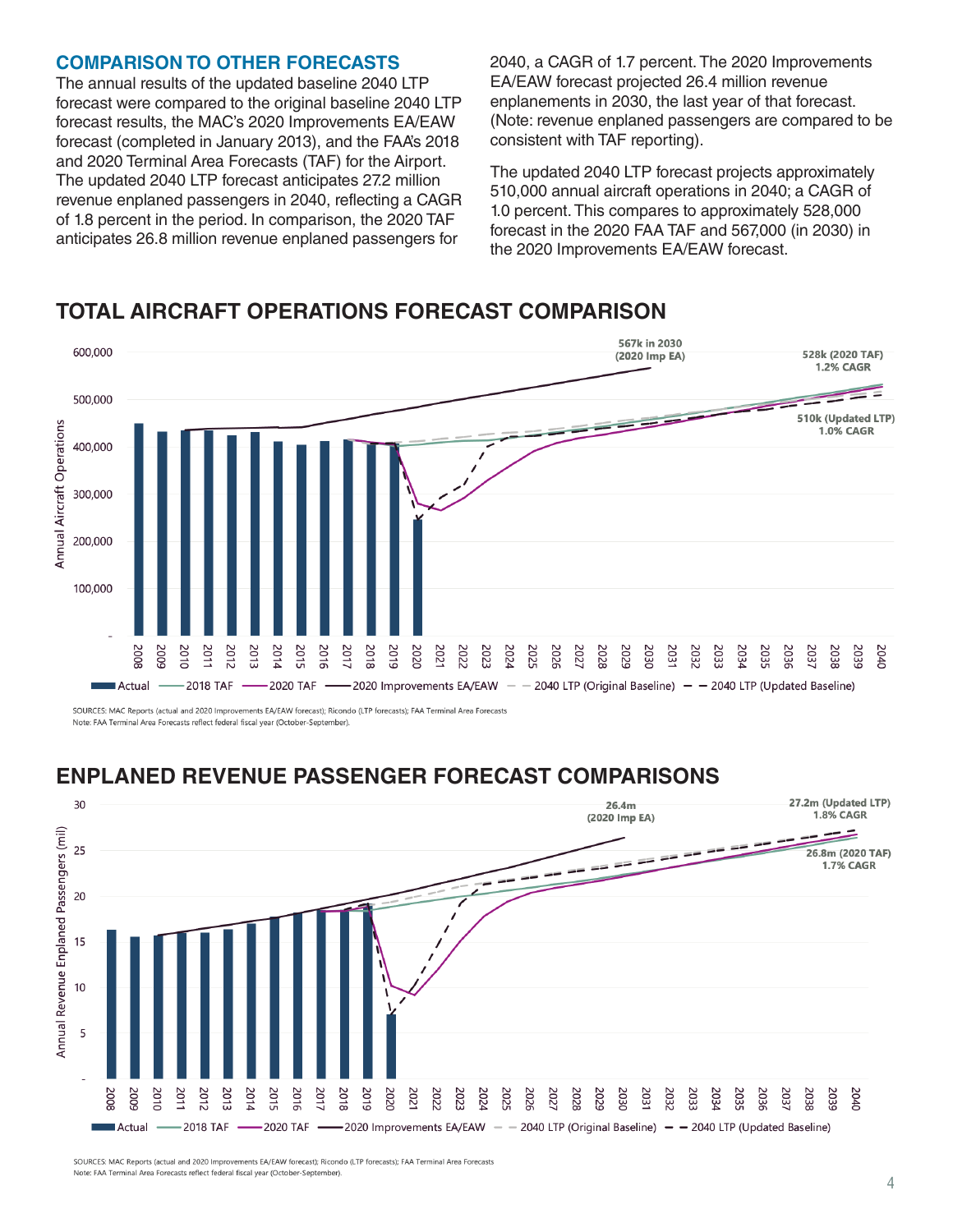## COMPARISON TO OTHER FORECASTS

The annual results of the updated baseline 2040 LTP forecast were compared to the original baseline 2040 LTP forecast results, the MAC's 2020 Improvements EA/EAW forecast (completed in January 2013), and the FAA's 2018 and 2020 Terminal Area Forecasts (TAF) for the Airport. The updated 2040 LTP forecast anticipates 27.2 million revenue enplaned passengers in 2040, reflecting a CAGR of 1.8 percent in the period. In comparison, the 2020 TAF anticipates 26.8 million revenue enplaned passengers for 2040, a CAGR of 1.7 percent. The 2020 Improvements EA/EAW forecast projected 26.4 million revenue enplanements in 2030, the last year of that forecast. (Note: revenue enplaned passengers are compared to be consistent with TAF reporting).

The updated 2040 LTP forecast projects approximately 510,000 annual aircraft operations in 2040; a CAGR of 1.0 percent. This compares to approximately 528,000 forecast in the 2020 FAA TAF and 567,000 (in 2030) in the 2020 Improvements EA/EAW forecast.

## TOTAL AIRCRAFT OPERATIONS FORECAST COMPARISON

Annual Aircraft Operations

600,000
500,000
400,000
300,000
200,000
100,000
-

567k in 2030 (2020 Imp EA)
528k (2020 TAF) 1.2% CAGR
510k (Updated LTP) 1.0% CAGR

2008 2009 2010 2011 2012 2013 2014 2015 2016 2017 2018 2019 2020 2021 2022 2023 2024 2025 2026 2027 2028 2029 2030 2031 2032 2033 2034 2035 2036 2037 2038 2039 2040

Actual — 2018 TAF — 2020 TAF — 2020 Improvements EA/EAW — 2040 LTP (Original Baseline) — 2040 LTP (Updated Baseline)

SOURCES: MAC Reports (actual and 2020 Improvements EA/EAW forecast); Ricondo (LTP forecasts); FAA Terminal Area Forecasts
Note: FAA Terminal Area Forecasts reflect federal fiscal year (October-September).

## ENPLANED REVENUE PASSENGER FORECAST COMPARISONS

Annual Revenue Enplaned Passengers (mil)

30
25
20
15
10
5
-

26.4m (2020 Imp EA)
27.2m (Updated LTP) 1.8% CAGR
26.8m (2020 TAF) 1.7% CAGR

2008 2009 2010 2011 2012 2013 2014 2015 2016 2017 2018 2019 2020 2021 2022 2023 2024 2025 2026 2027 2028 2029 2030 2031 2032 2033 2034 2035 2036 2037 2038 2039 2040

Actual — 2018 TAF — 2020 TAF — 2020 Improvements EA/EAW — 2040 LTP (Original Baseline) — 2040 LTP (Updated Baseline)

SOURCES: MAC Reports (actual and 2020 Improvements EA/EAW forecast); Ricondo (LTP forecasts); FAA Terminal Area Forecasts
Note: FAA Terminal Area Forecasts reflect federal fiscal year (October-September).